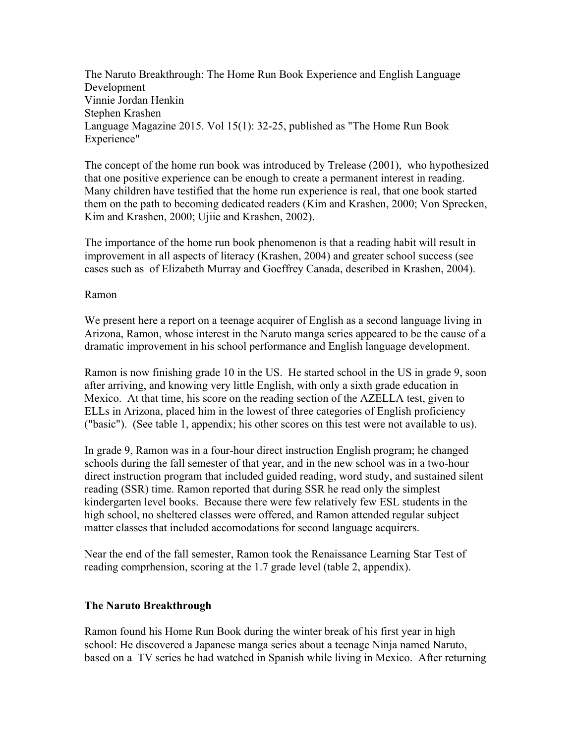The Naruto Breakthrough: The Home Run Book Experience and English Language Development
Vinnie Jordan Henkin
Stephen Krashen
Language Magazine 2015. Vol 15(1): 32-25, published as "The Home Run Book Experience"

The concept of the home run book was introduced by Trelease (2001), who hypothesized that one positive experience can be enough to create a permanent interest in reading. Many children have testified that the home run experience is real, that one book started them on the path to becoming dedicated readers (Kim and Krashen, 2000; Von Sprecken, Kim and Krashen, 2000; Ujiie and Krashen, 2002).

The importance of the home run book phenomenon is that a reading habit will result in improvement in all aspects of literacy (Krashen, 2004) and greater school success (see cases such as of Elizabeth Murray and Goeffrey Canada, described in Krashen, 2004).

Ramon

We present here a report on a teenage acquirer of English as a second language living in Arizona, Ramon, whose interest in the Naruto manga series appeared to be the cause of a dramatic improvement in his school performance and English language development.

Ramon is now finishing grade 10 in the US. He started school in the US in grade 9, soon after arriving, and knowing very little English, with only a sixth grade education in Mexico. At that time, his score on the reading section of the AZELLA test, given to ELLs in Arizona, placed him in the lowest of three categories of English proficiency ("basic"). (See table 1, appendix; his other scores on this test were not available to us).

In grade 9, Ramon was in a four-hour direct instruction English program; he changed schools during the fall semester of that year, and in the new school was in a two-hour direct instruction program that included guided reading, word study, and sustained silent reading (SSR) time. Ramon reported that during SSR he read only the simplest kindergarten level books. Because there were relatively few ESL students in the high school, no sheltered classes were offered, and Ramon attended regular subject matter classes that included accomodations for second language acquirers.

Near the end of the fall semester, Ramon took the Renaissance Learning Star Test of reading comprhension, scoring at the 1.7 grade level (table 2, appendix).

**The Naruto Breakthrough**

Ramon found his Home Run Book during the winter break of his first year in high school: He discovered a Japanese manga series about a teenage Ninja named Naruto, based on a TV series he had watched in Spanish while living in Mexico. After returning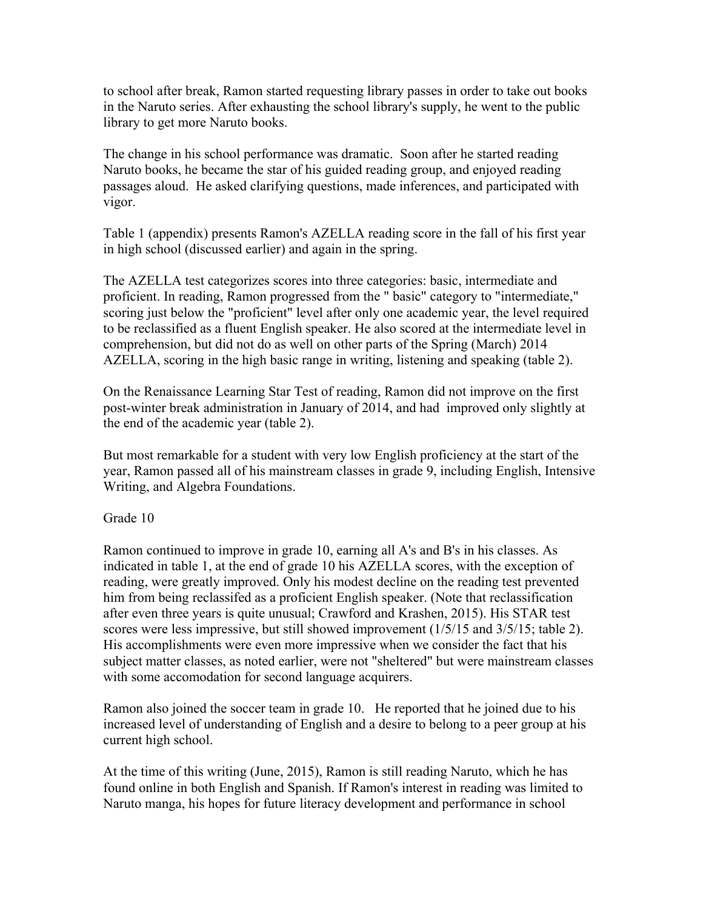to school after break, Ramon started requesting library passes in order to take out books in the Naruto series. After exhausting the school library's supply, he went to the public library to get more Naruto books.

The change in his school performance was dramatic. Soon after he started reading Naruto books, he became the star of his guided reading group, and enjoyed reading passages aloud. He asked clarifying questions, made inferences, and participated with vigor.

Table 1 (appendix) presents Ramon's AZELLA reading score in the fall of his first year in high school (discussed earlier) and again in the spring.

The AZELLA test categorizes scores into three categories: basic, intermediate and proficient. In reading, Ramon progressed from the " basic" category to "intermediate," scoring just below the "proficient" level after only one academic year, the level required to be reclassified as a fluent English speaker. He also scored at the intermediate level in comprehension, but did not do as well on other parts of the Spring (March) 2014 AZELLA, scoring in the high basic range in writing, listening and speaking (table 2).

On the Renaissance Learning Star Test of reading, Ramon did not improve on the first post-winter break administration in January of 2014, and had improved only slightly at the end of the academic year (table 2).

But most remarkable for a student with very low English proficiency at the start of the year, Ramon passed all of his mainstream classes in grade 9, including English, Intensive Writing, and Algebra Foundations.

Grade 10

Ramon continued to improve in grade 10, earning all A's and B's in his classes. As indicated in table 1, at the end of grade 10 his AZELLA scores, with the exception of reading, were greatly improved. Only his modest decline on the reading test prevented him from being reclassifed as a proficient English speaker. (Note that reclassification after even three years is quite unusual; Crawford and Krashen, 2015). His STAR test scores were less impressive, but still showed improvement (1/5/15 and 3/5/15; table 2). His accomplishments were even more impressive when we consider the fact that his subject matter classes, as noted earlier, were not "sheltered" but were mainstream classes with some accomodation for second language acquirers.

Ramon also joined the soccer team in grade 10. He reported that he joined due to his increased level of understanding of English and a desire to belong to a peer group at his current high school.

At the time of this writing (June, 2015), Ramon is still reading Naruto, which he has found online in both English and Spanish. If Ramon's interest in reading was limited to Naruto manga, his hopes for future literacy development and performance in school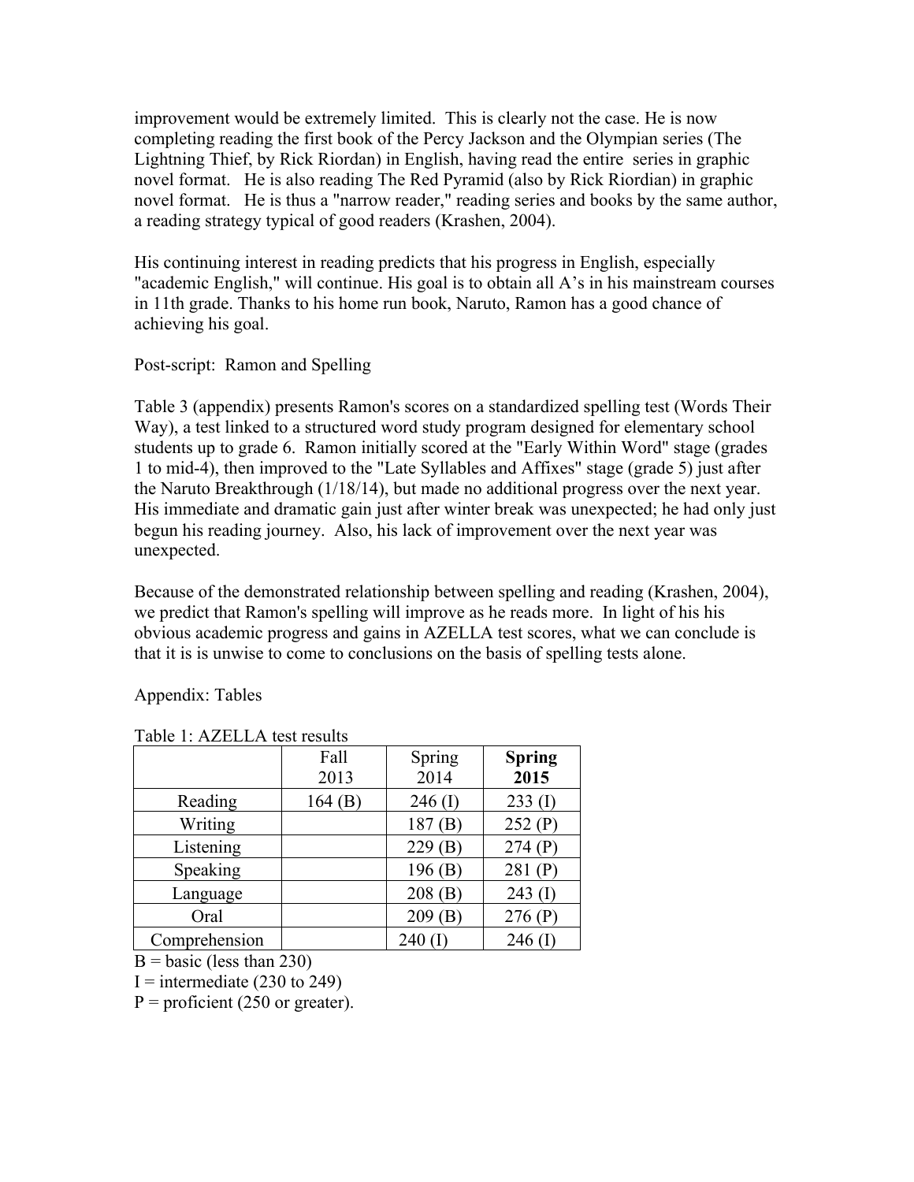improvement would be extremely limited. This is clearly not the case. He is now completing reading the first book of the Percy Jackson and the Olympian series (The Lightning Thief, by Rick Riordan) in English, having read the entire series in graphic novel format. He is also reading The Red Pyramid (also by Rick Riordian) in graphic novel format. He is thus a "narrow reader," reading series and books by the same author, a reading strategy typical of good readers (Krashen, 2004).

His continuing interest in reading predicts that his progress in English, especially "academic English," will continue. His goal is to obtain all A's in his mainstream courses in 11th grade. Thanks to his home run book, Naruto, Ramon has a good chance of achieving his goal.

Post-script: Ramon and Spelling

Table 3 (appendix) presents Ramon's scores on a standardized spelling test (Words Their Way), a test linked to a structured word study program designed for elementary school students up to grade 6. Ramon initially scored at the "Early Within Word" stage (grades 1 to mid-4), then improved to the "Late Syllables and Affixes" stage (grade 5) just after the Naruto Breakthrough (1/18/14), but made no additional progress over the next year. His immediate and dramatic gain just after winter break was unexpected; he had only just begun his reading journey. Also, his lack of improvement over the next year was unexpected.

Because of the demonstrated relationship between spelling and reading (Krashen, 2004), we predict that Ramon's spelling will improve as he reads more. In light of his his obvious academic progress and gains in AZELLA test scores, what we can conclude is that it is is unwise to come to conclusions on the basis of spelling tests alone.

Appendix: Tables

Table 1: AZELLA test results

| | Fall 2013 | Spring 2014 | **Spring 2015** |
|---|---|---|---|
| Reading | 164 (B) | 246 (I) | 233 (I) |
| Writing | | 187 (B) | 252 (P) |
| Listening | | 229 (B) | 274 (P) |
| Speaking | | 196 (B) | 281 (P) |
| Language | | 208 (B) | 243 (I) |
| Oral | | 209 (B) | 276 (P) |
| Comprehension | | 240 (I) | 246 (I) |

B = basic (less than 230)

I = intermediate (230 to 249)

P = proficient (250 or greater).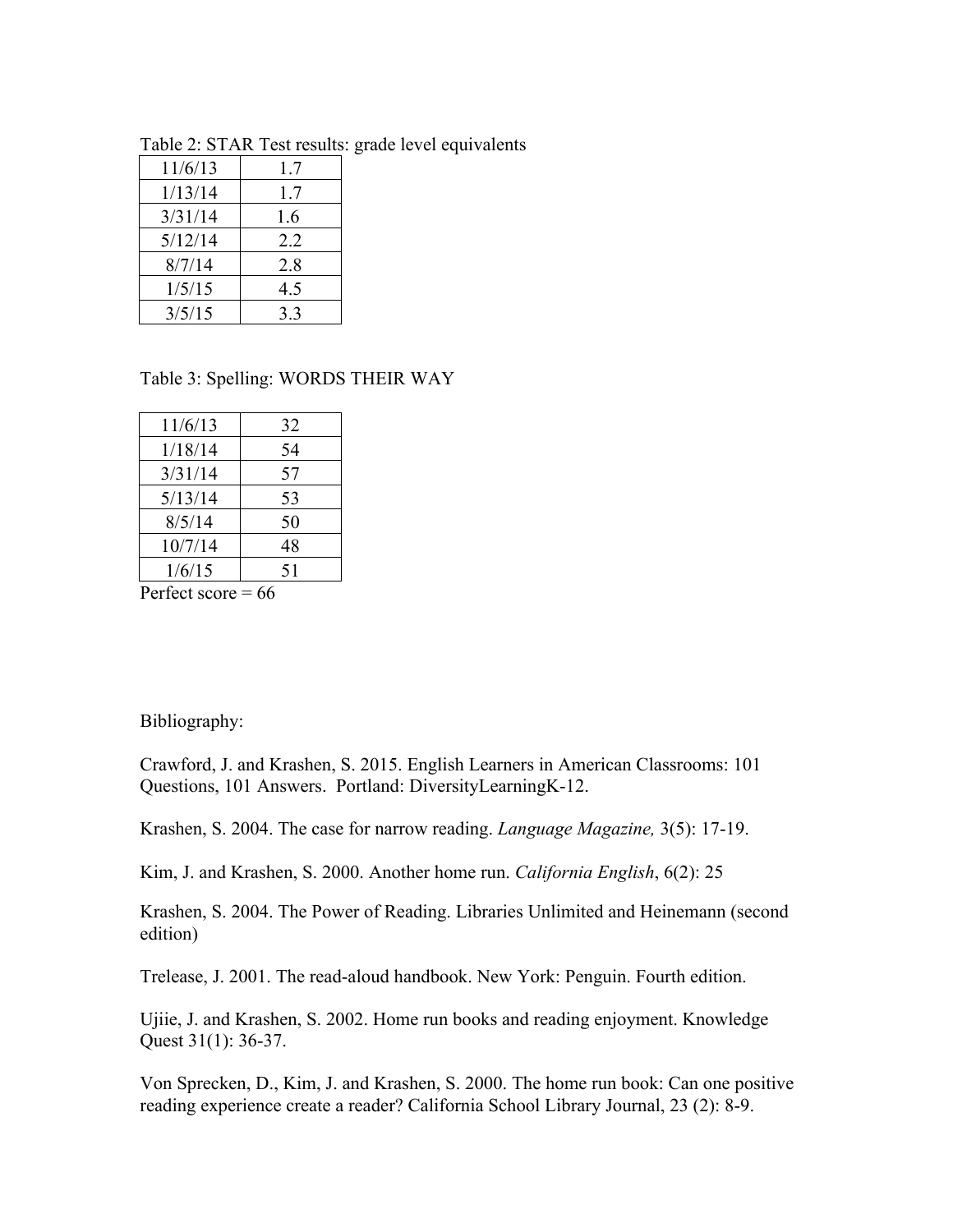Table 2: STAR Test results: grade level equivalents

| | |
|---|---|
| 11/6/13 | 1.7 |
| 1/13/14 | 1.7 |
| 3/31/14 | 1.6 |
| 5/12/14 | 2.2 |
| 8/7/14 | 2.8 |
| 1/5/15 | 4.5 |
| 3/5/15 | 3.3 |

Table 3: Spelling: WORDS THEIR WAY

| | |
|---|---|
| 11/6/13 | 32 |
| 1/18/14 | 54 |
| 3/31/14 | 57 |
| 5/13/14 | 53 |
| 8/5/14 | 50 |
| 10/7/14 | 48 |
| 1/6/15 | 51 |

Perfect score = 66

Bibliography:

Crawford, J. and Krashen, S. 2015. English Learners in American Classrooms: 101 Questions, 101 Answers. Portland: DiversityLearningK-12.

Krashen, S. 2004. The case for narrow reading. *Language Magazine,* 3(5): 17-19.

Kim, J. and Krashen, S. 2000. Another home run. *California English*, 6(2): 25

Krashen, S. 2004. The Power of Reading. Libraries Unlimited and Heinemann (second edition)

Trelease, J. 2001. The read-aloud handbook. New York: Penguin. Fourth edition.

Ujiie, J. and Krashen, S. 2002. Home run books and reading enjoyment. Knowledge Quest 31(1): 36-37.

Von Sprecken, D., Kim, J. and Krashen, S. 2000. The home run book: Can one positive reading experience create a reader? California School Library Journal, 23 (2): 8-9.